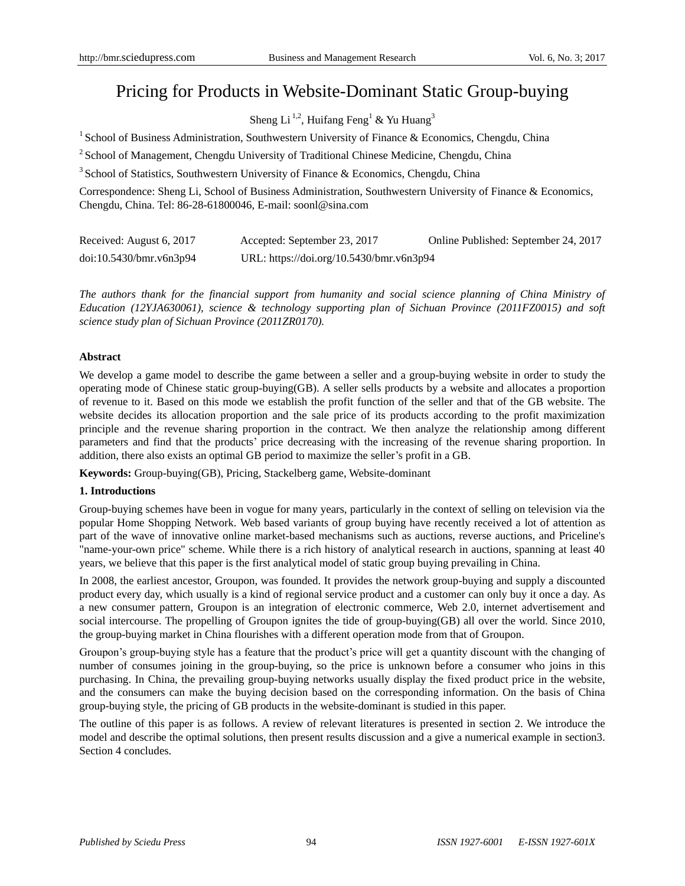# Pricing for Products in Website-Dominant Static Group-buying

Sheng Li [1,2], Huifang Feng[1] & Yu Huang[3]

[1] School of Business Administration, Southwestern University of Finance & Economics, Chengdu, China

[2] School of Management, Chengdu University of Traditional Chinese Medicine, Chengdu, China

[3] School of Statistics, Southwestern University of Finance & Economics, Chengdu, China

Correspondence: Sheng Li, School of Business Administration, Southwestern University of Finance & Economics, Chengdu, China. Tel: 86-28-61800046, E-mail: soonl@sina.com

Received: August 6, 2017 Accepted: September 23, 2017 Online Published: September 24, 2017

doi:10.5430/bmr.v6n3p94 URL: https://doi.org/10.5430/bmr.v6n3p94

*The authors thank for the financial support from humanity and social science planning of China Ministry of Education (12YJA630061), science & technology supporting plan of Sichuan Province (2011FZ0015) and soft science study plan of Sichuan Province (2011ZR0170).*

**Abstract**

We develop a game model to describe the game between a seller and a group-buying website in order to study the operating mode of Chinese static group-buying(GB). A seller sells products by a website and allocates a proportion of revenue to it. Based on this mode we establish the profit function of the seller and that of the GB website. The website decides its allocation proportion and the sale price of its products according to the profit maximization principle and the revenue sharing proportion in the contract. We then analyze the relationship among different parameters and find that the products' price decreasing with the increasing of the revenue sharing proportion. In addition, there also exists an optimal GB period to maximize the seller's profit in a GB.

**Keywords:** Group-buying(GB), Pricing, Stackelberg game, Website-dominant

## 1. Introductions

Group-buying schemes have been in vogue for many years, particularly in the context of selling on television via the popular Home Shopping Network. Web based variants of group buying have recently received a lot of attention as part of the wave of innovative online market-based mechanisms such as auctions, reverse auctions, and Priceline's "name-your-own price" scheme. While there is a rich history of analytical research in auctions, spanning at least 40 years, we believe that this paper is the first analytical model of static group buying prevailing in China.

In 2008, the earliest ancestor, Groupon, was founded. It provides the network group-buying and supply a discounted product every day, which usually is a kind of regional service product and a customer can only buy it once a day. As a new consumer pattern, Groupon is an integration of electronic commerce, Web 2.0, internet advertisement and social intercourse. The propelling of Groupon ignites the tide of group-buying(GB) all over the world. Since 2010, the group-buying market in China flourishes with a different operation mode from that of Groupon.

Groupon's group-buying style has a feature that the product's price will get a quantity discount with the changing of number of consumes joining in the group-buying, so the price is unknown before a consumer who joins in this purchasing. In China, the prevailing group-buying networks usually display the fixed product price in the website, and the consumers can make the buying decision based on the corresponding information. On the basis of China group-buying style, the pricing of GB products in the website-dominant is studied in this paper.

The outline of this paper is as follows. A review of relevant literatures is presented in section 2. We introduce the model and describe the optimal solutions, then present results discussion and a give a numerical example in section3. Section 4 concludes.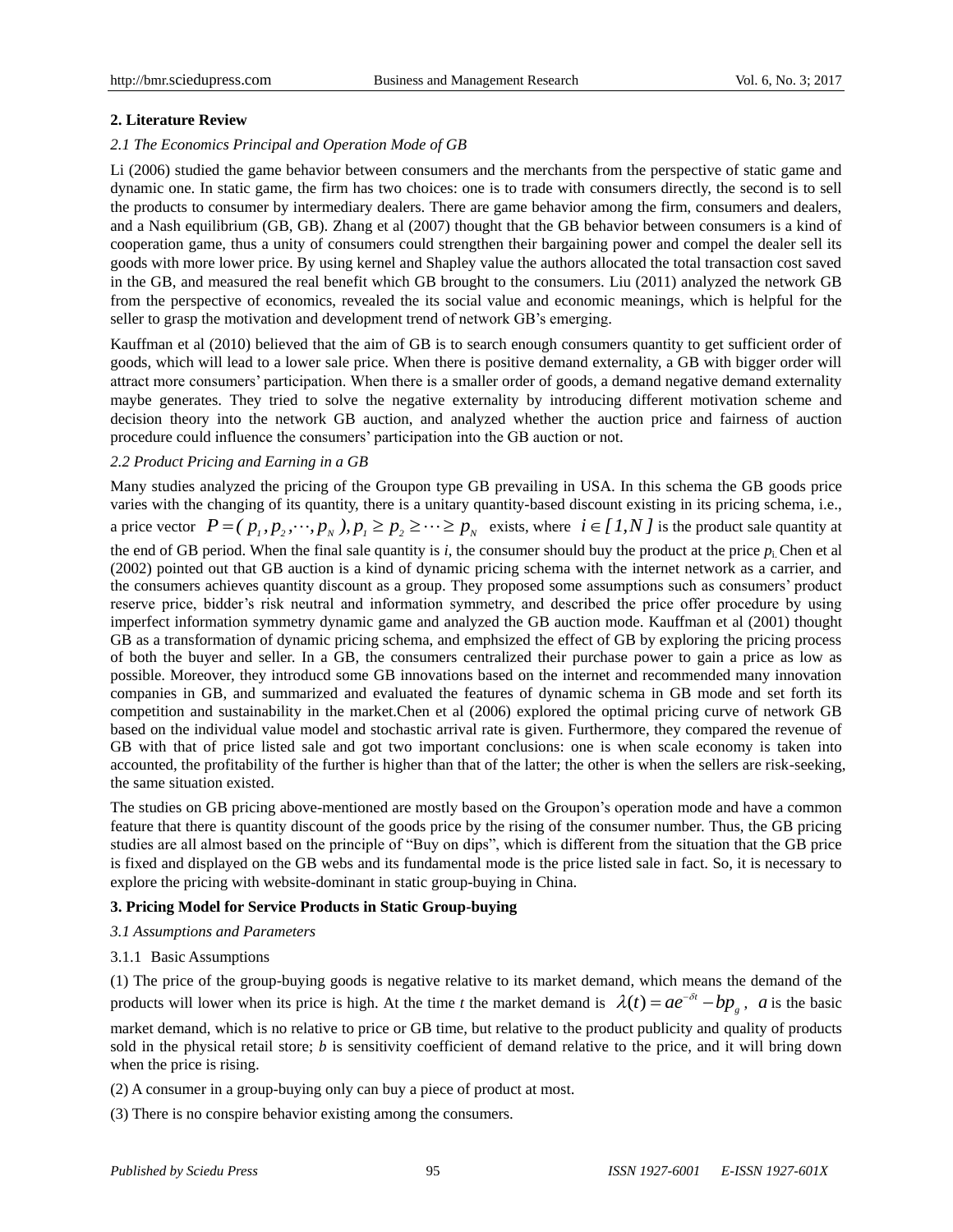## 2. Literature Review

### *2.1 The Economics Principal and Operation Mode of GB*

Li (2006) studied the game behavior between consumers and the merchants from the perspective of static game and dynamic one. In static game, the firm has two choices: one is to trade with consumers directly, the second is to sell the products to consumer by intermediary dealers. There are game behavior among the firm, consumers and dealers, and a Nash equilibrium (GB, GB). Zhang et al (2007) thought that the GB behavior between consumers is a kind of cooperation game, thus a unity of consumers could strengthen their bargaining power and compel the dealer sell its goods with more lower price. By using kernel and Shapley value the authors allocated the total transaction cost saved in the GB, and measured the real benefit which GB brought to the consumers. Liu (2011) analyzed the network GB from the perspective of economics, revealed the its social value and economic meanings, which is helpful for the seller to grasp the motivation and development trend of network GB's emerging.

Kauffman et al (2010) believed that the aim of GB is to search enough consumers quantity to get sufficient order of goods, which will lead to a lower sale price. When there is positive demand externality, a GB with bigger order will attract more consumers' participation. When there is a smaller order of goods, a demand negative demand externality maybe generates. They tried to solve the negative externality by introducing different motivation scheme and decision theory into the network GB auction, and analyzed whether the auction price and fairness of auction procedure could influence the consumers' participation into the GB auction or not.

### *2.2 Product Pricing and Earning in a GB*

Many studies analyzed the pricing of the Groupon type GB prevailing in USA. In this schema the GB goods price varies with the changing of its quantity, there is a unitary quantity-based discount existing in its pricing schema, i.e., a price vector $P = (p_1, p_2, \cdots, p_N), p_1 \geq p_2 \geq \cdots \geq p_N$ exists, where $i \in [1, N]$ is the product sale quantity at the end of GB period. When the final sale quantity is $i$, the consumer should buy the product at the price $p_i$. Chen et al (2002) pointed out that GB auction is a kind of dynamic pricing schema with the internet network as a carrier, and the consumers achieves quantity discount as a group. They proposed some assumptions such as consumers' product reserve price, bidder's risk neutral and information symmetry, and described the price offer procedure by using imperfect information symmetry dynamic game and analyzed the GB auction mode. Kauffman et al (2001) thought GB as a transformation of dynamic pricing schema, and emphsized the effect of GB by exploring the pricing process of both the buyer and seller. In a GB, the consumers centralized their purchase power to gain a price as low as possible. Moreover, they introducd some GB innovations based on the internet and recommended many innovation companies in GB, and summarized and evaluated the features of dynamic schema in GB mode and set forth its competition and sustainability in the market.Chen et al (2006) explored the optimal pricing curve of network GB based on the individual value model and stochastic arrival rate is given. Furthermore, they compared the revenue of GB with that of price listed sale and got two important conclusions: one is when scale economy is taken into accounted, the profitability of the further is higher than that of the latter; the other is when the sellers are risk-seeking, the same situation existed.

The studies on GB pricing above-mentioned are mostly based on the Groupon's operation mode and have a common feature that there is quantity discount of the goods price by the rising of the consumer number. Thus, the GB pricing studies are all almost based on the principle of "Buy on dips", which is different from the situation that the GB price is fixed and displayed on the GB webs and its fundamental mode is the price listed sale in fact. So, it is necessary to explore the pricing with website-dominant in static group-buying in China.

## 3. Pricing Model for Service Products in Static Group-buying

### *3.1 Assumptions and Parameters*

#### 3.1.1 Basic Assumptions

(1) The price of the group-buying goods is negative relative to its market demand, which means the demand of the products will lower when its price is high. At the time $t$ the market demand is $\lambda(t) = ae^{-\delta t} - bp_g$, $a$ is the basic market demand, which is no relative to price or GB time, but relative to the product publicity and quality of products sold in the physical retail store; $b$ is sensitivity coefficient of demand relative to the price, and it will bring down when the price is rising.

(2) A consumer in a group-buying only can buy a piece of product at most.

(3) There is no conspire behavior existing among the consumers.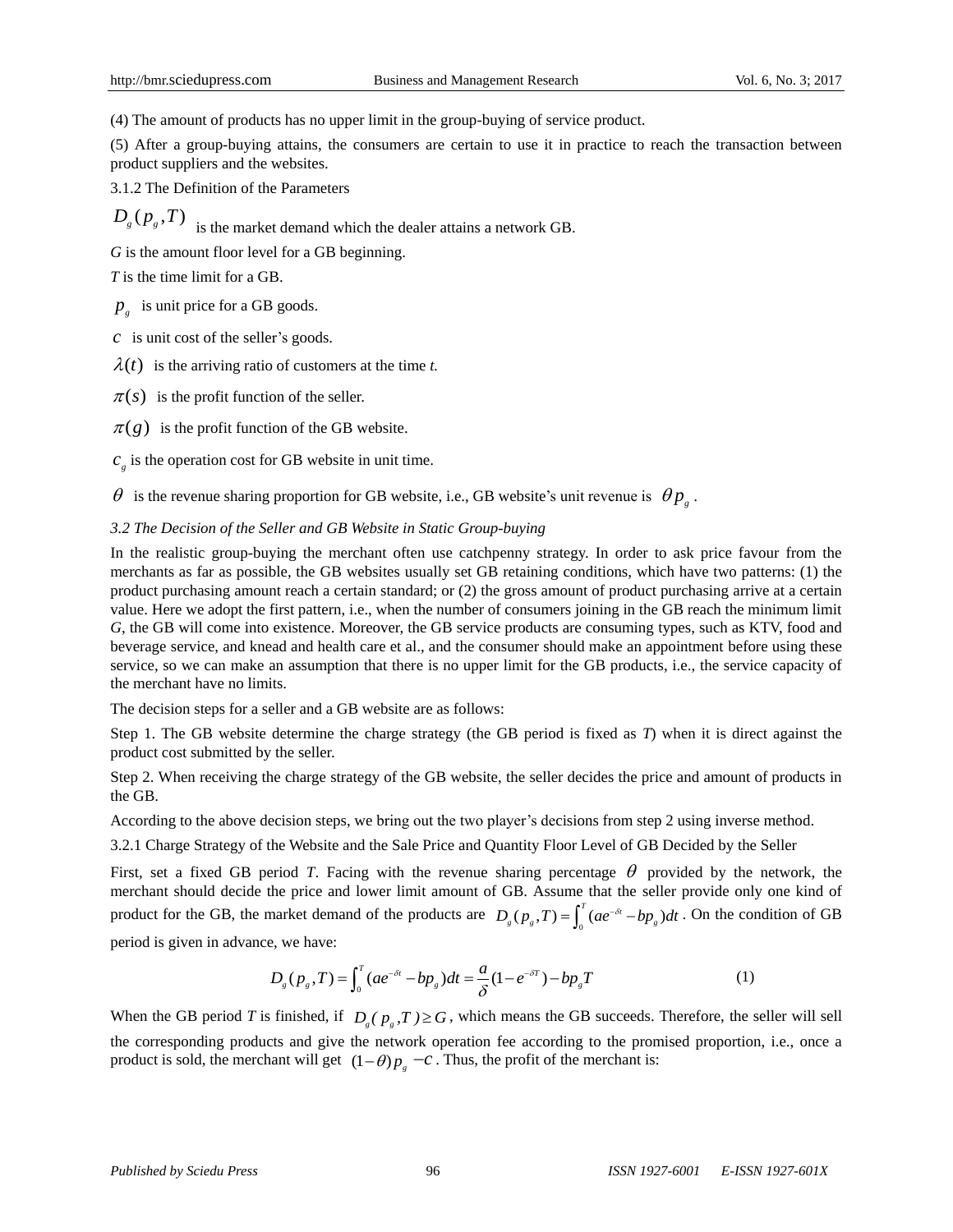(4) The amount of products has no upper limit in the group-buying of service product.

(5) After a group-buying attains, the consumers are certain to use it in practice to reach the transaction between product suppliers and the websites.

3.1.2 The Definition of the Parameters

$D_g(p_g, T)$ is the market demand which the dealer attains a network GB.

*G* is the amount floor level for a GB beginning.

*T* is the time limit for a GB.

$p_g$ is unit price for a GB goods.

$c$ is unit cost of the seller's goods.

$\lambda(t)$ is the arriving ratio of customers at the time *t*.

$\pi(s)$ is the profit function of the seller.

$\pi(g)$ is the profit function of the GB website.

$c_g$ is the operation cost for GB website in unit time.

$\theta$ is the revenue sharing proportion for GB website, i.e., GB website's unit revenue is $\theta p_g$.

### *3.2 The Decision of the Seller and GB Website in Static Group-buying*

In the realistic group-buying the merchant often use catchpenny strategy. In order to ask price favour from the merchants as far as possible, the GB websites usually set GB retaining conditions, which have two patterns: (1) the product purchasing amount reach a certain standard; or (2) the gross amount of product purchasing arrive at a certain value. Here we adopt the first pattern, i.e., when the number of consumers joining in the GB reach the minimum limit *G*, the GB will come into existence. Moreover, the GB service products are consuming types, such as KTV, food and beverage service, and knead and health care et al., and the consumer should make an appointment before using these service, so we can make an assumption that there is no upper limit for the GB products, i.e., the service capacity of the merchant have no limits.

The decision steps for a seller and a GB website are as follows:

Step 1. The GB website determine the charge strategy (the GB period is fixed as *T*) when it is direct against the product cost submitted by the seller.

Step 2. When receiving the charge strategy of the GB website, the seller decides the price and amount of products in the GB.

According to the above decision steps, we bring out the two player's decisions from step 2 using inverse method.

3.2.1 Charge Strategy of the Website and the Sale Price and Quantity Floor Level of GB Decided by the Seller

First, set a fixed GB period *T*. Facing with the revenue sharing percentage $\theta$ provided by the network, the merchant should decide the price and lower limit amount of GB. Assume that the seller provide only one kind of product for the GB, the market demand of the products are $D_g(p_g, T) = \int_0^T (ae^{-\delta t} - bp_g)dt$. On the condition of GB period is given in advance, we have:

$$D_g(p_g, T) = \int_0^T (ae^{-\delta t} - bp_g)dt = \frac{a}{\delta}(1 - e^{-\delta T}) - bp_g T \tag{1}$$

When the GB period *T* is finished, if $D_g(p_g, T) \geq G$, which means the GB succeeds. Therefore, the seller will sell the corresponding products and give the network operation fee according to the promised proportion, i.e., once a product is sold, the merchant will get $(1-\theta)p_g - c$. Thus, the profit of the merchant is: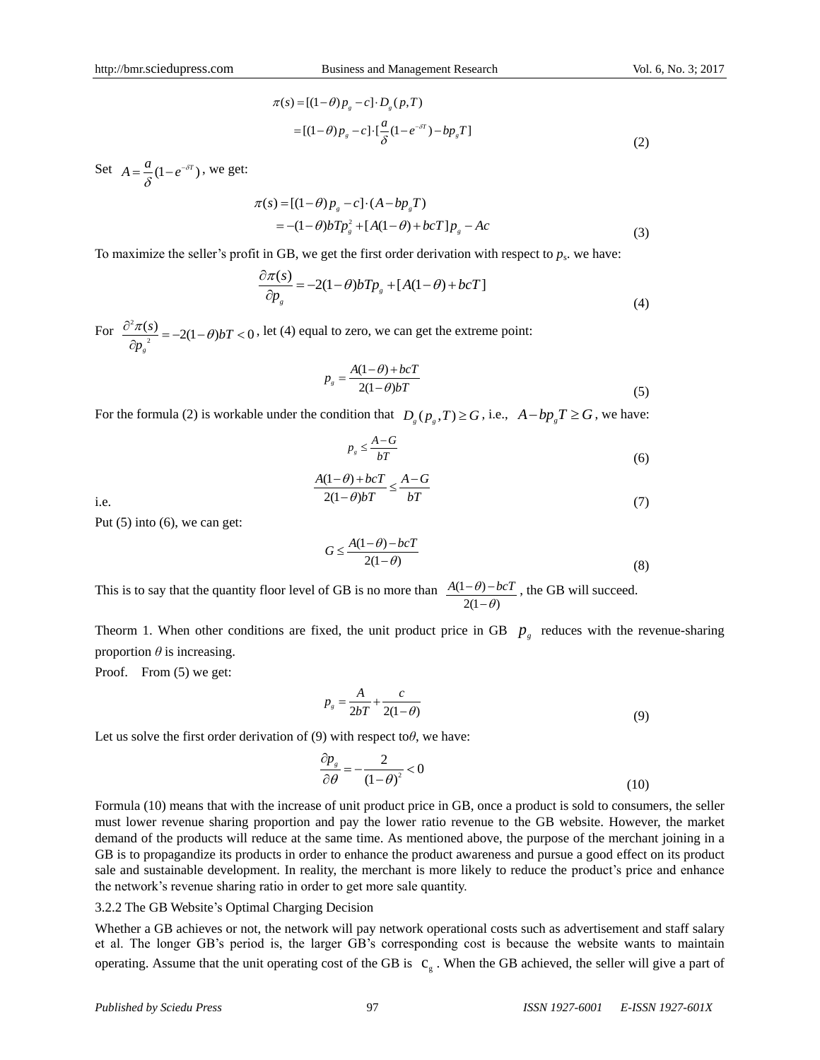$$\pi(s) = [(1-\theta)p_g - c] \cdot D_g(p,T)$$

$$= [(1-\theta)p_g - c] \cdot [\frac{a}{\delta}(1-e^{-\delta T}) - bp_g T] \tag{2}$$

Set $A = \frac{a}{\delta}(1-e^{-\delta T})$, we get:

$$\pi(s) = [(1-\theta)p_g - c] \cdot (A - bp_g T)$$

$$= -(1-\theta)bTp_g^2 + [A(1-\theta) + bcT]p_g - Ac \tag{3}$$

To maximize the seller's profit in GB, we get the first order derivation with respect to $p_s$. we have:

$$\frac{\partial \pi(s)}{\partial p_g} = -2(1-\theta)bTp_g + [A(1-\theta) + bcT] \tag{4}$$

For $\frac{\partial^2 \pi(s)}{\partial p_g^{\ 2}} = -2(1-\theta)bT < 0$, let (4) equal to zero, we can get the extreme point:

$$p_g = \frac{A(1-\theta) + bcT}{2(1-\theta)bT} \tag{5}$$

For the formula (2) is workable under the condition that $D_g(p_g, T) \geq G$, i.e., $A - bp_g T \geq G$, we have:

$$p_g \leq \frac{A-G}{bT} \tag{6}$$

i.e.

$$\frac{A(1-\theta) + bcT}{2(1-\theta)bT} \leq \frac{A-G}{bT} \tag{7}$$

Put (5) into (6), we can get:

$$G \leq \frac{A(1-\theta) - bcT}{2(1-\theta)} \tag{8}$$

This is to say that the quantity floor level of GB is no more than $\frac{A(1-\theta) - bcT}{2(1-\theta)}$, the GB will succeed.

Theorm 1. When other conditions are fixed, the unit product price in GB $p_g$ reduces with the revenue-sharing proportion $\theta$ is increasing.

Proof. From (5) we get:

$$p_g = \frac{A}{2bT} + \frac{c}{2(1-\theta)} \tag{9}$$

Let us solve the first order derivation of (9) with respect to $\theta$, we have:

$$\frac{\partial p_g}{\partial \theta} = -\frac{2}{(1-\theta)^2} < 0 \tag{10}$$

Formula (10) means that with the increase of unit product price in GB, once a product is sold to consumers, the seller must lower revenue sharing proportion and pay the lower ratio revenue to the GB website. However, the market demand of the products will reduce at the same time. As mentioned above, the purpose of the merchant joining in a GB is to propagandize its products in order to enhance the product awareness and pursue a good effect on its product sale and sustainable development. In reality, the merchant is more likely to reduce the product's price and enhance the network's revenue sharing ratio in order to get more sale quantity.

3.2.2 The GB Website's Optimal Charging Decision

Whether a GB achieves or not, the network will pay network operational costs such as advertisement and staff salary et al. The longer GB's period is, the larger GB's corresponding cost is because the website wants to maintain operating. Assume that the unit operating cost of the GB is $c_g$. When the GB achieved, the seller will give a part of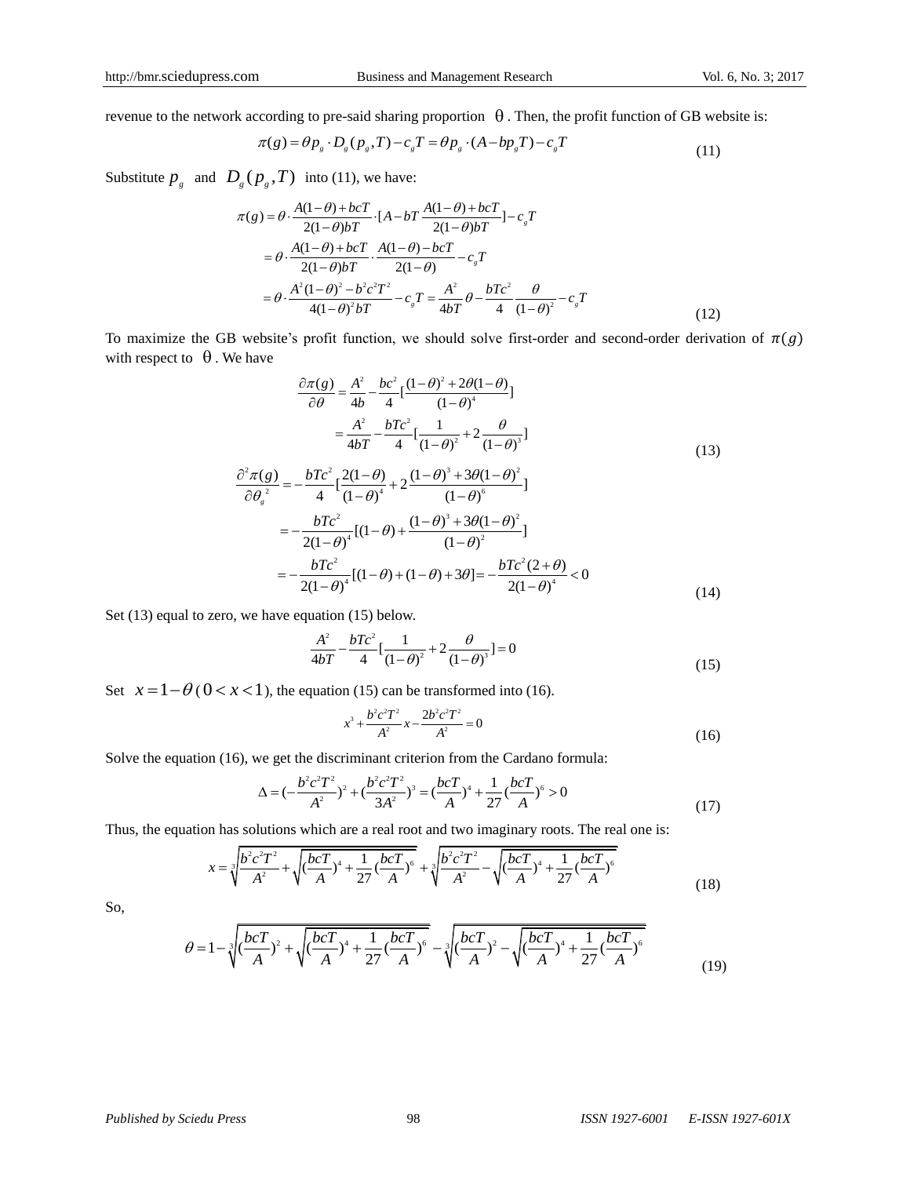revenue to the network according to pre-said sharing proportion $\theta$. Then, the profit function of GB website is:

$$\pi(g) = \theta p_g \cdot D_g(p_g, T) - c_g T = \theta p_g \cdot (A - bp_g T) - c_g T \tag{11}$$

Substitute $p_g$ and $D_g(p_g, T)$ into (11), we have:

$$\begin{aligned}
\pi(g) &= \theta \cdot \frac{A(1-\theta)+bcT}{2(1-\theta)bT} \cdot [A - bT\frac{A(1-\theta)+bcT}{2(1-\theta)bT}] - c_g T \\
&= \theta \cdot \frac{A(1-\theta)+bcT}{2(1-\theta)bT} \cdot \frac{A(1-\theta)-bcT}{2(1-\theta)} - c_g T \\
&= \theta \cdot \frac{A^2(1-\theta)^2 - b^2c^2T^2}{4(1-\theta)^2 bT} - c_g T = \frac{A^2}{4bT}\theta - \frac{bTc^2}{4}\frac{\theta}{(1-\theta)^2} - c_g T
\end{aligned} \tag{12}$$

To maximize the GB website's profit function, we should solve first-order and second-order derivation of $\pi(g)$ with respect to $\theta$. We have

$$\begin{aligned}
\frac{\partial \pi(g)}{\partial \theta} &= \frac{A^2}{4b} - \frac{bc^2}{4}[\frac{(1-\theta)^2 + 2\theta(1-\theta)}{(1-\theta)^4}] \\
&= \frac{A^2}{4bT} - \frac{bTc^2}{4}[\frac{1}{(1-\theta)^2} + 2\frac{\theta}{(1-\theta)^3}]
\end{aligned} \tag{13}$$

$$\begin{aligned}
\frac{\partial^2 \pi(g)}{\partial \theta_g^{\ 2}} &= -\frac{bTc^2}{4}[\frac{2(1-\theta)}{(1-\theta)^4} + 2\frac{(1-\theta)^3 + 3\theta(1-\theta)^2}{(1-\theta)^6}] \\
&= -\frac{bTc^2}{2(1-\theta)^4}[(1-\theta) + \frac{(1-\theta)^3 + 3\theta(1-\theta)^2}{(1-\theta)^2}] \\
&= -\frac{bTc^2}{2(1-\theta)^4}[(1-\theta) + (1-\theta) + 3\theta] = -\frac{bTc^2(2+\theta)}{2(1-\theta)^4} < 0
\end{aligned} \tag{14}$$

Set (13) equal to zero, we have equation (15) below.

$$\frac{A^2}{4bT} - \frac{bTc^2}{4}[\frac{1}{(1-\theta)^2} + 2\frac{\theta}{(1-\theta)^3}] = 0 \tag{15}$$

Set $x = 1 - \theta \; (0 < x < 1)$, the equation (15) can be transformed into (16).

$$x^3 + \frac{b^2c^2T^2}{A^2}x - \frac{2b^2c^2T^2}{A^2} = 0 \tag{16}$$

Solve the equation (16), we get the discriminant criterion from the Cardano formula:

$$\Delta = (-\frac{b^2c^2T^2}{A^2})^2 + (\frac{b^2c^2T^2}{3A^2})^3 = (\frac{bcT}{A})^4 + \frac{1}{27}(\frac{bcT}{A})^6 > 0 \tag{17}$$

Thus, the equation has solutions which are a real root and two imaginary roots. The real one is:

$$x = \sqrt[3]{\frac{b^2c^2T^2}{A^2} + \sqrt{(\frac{bcT}{A})^4 + \frac{1}{27}(\frac{bcT}{A})^6}} + \sqrt[3]{\frac{b^2c^2T^2}{A^2} - \sqrt{(\frac{bcT}{A})^4 + \frac{1}{27}(\frac{bcT}{A})^6}} \tag{18}$$

So,

$$\theta = 1 - \sqrt[3]{(\frac{bcT}{A})^2 + \sqrt{(\frac{bcT}{A})^4 + \frac{1}{27}(\frac{bcT}{A})^6}} - \sqrt[3]{(\frac{bcT}{A})^2 - \sqrt{(\frac{bcT}{A})^4 + \frac{1}{27}(\frac{bcT}{A})^6}} \tag{19}$$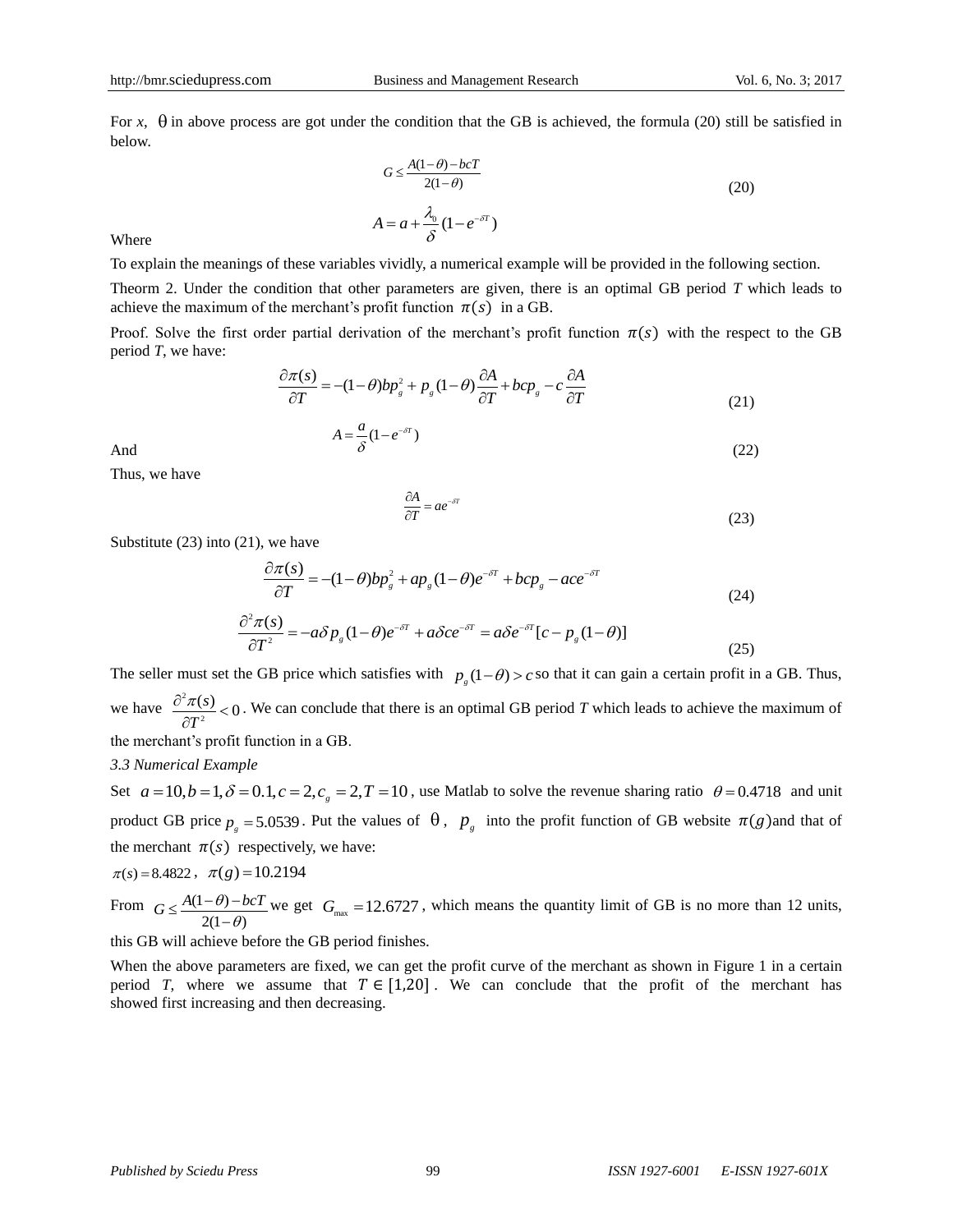For *x*, $\theta$ in above process are got under the condition that the GB is achieved, the formula (20) still be satisfied in below.

$$G \le \frac{A(1-\theta)-bcT}{2(1-\theta)} \tag{20}$$

Where

$$A = a + \frac{\lambda_0}{\delta}(1-e^{-\delta T})$$

To explain the meanings of these variables vividly, a numerical example will be provided in the following section.

Theorm 2. Under the condition that other parameters are given, there is an optimal GB period *T* which leads to achieve the maximum of the merchant's profit function $\pi(s)$ in a GB.

Proof. Solve the first order partial derivation of the merchant's profit function $\pi(s)$ with the respect to the GB period *T*, we have:

$$\frac{\partial \pi(s)}{\partial T} = -(1-\theta)bp_g^2 + p_g(1-\theta)\frac{\partial A}{\partial T} + bcp_g - c\frac{\partial A}{\partial T} \tag{21}$$

And

$$A = \frac{a}{\delta}(1-e^{-\delta T}) \tag{22}$$

Thus, we have

$$\frac{\partial A}{\partial T} = ae^{-\delta T} \tag{23}$$

Substitute (23) into (21), we have

$$\frac{\partial \pi(s)}{\partial T} = -(1-\theta)bp_g^2 + ap_g(1-\theta)e^{-\delta T} + bcp_g - ace^{-\delta T} \tag{24}$$

$$\frac{\partial^2 \pi(s)}{\partial T^2} = -a\delta p_g(1-\theta)e^{-\delta T} + a\delta ce^{-\delta T} = a\delta e^{-\delta T}[c - p_g(1-\theta)] \tag{25}$$

The seller must set the GB price which satisfies with $p_g(1-\theta) > c$ so that it can gain a certain profit in a GB. Thus, we have $\frac{\partial^2 \pi(s)}{\partial T^2} < 0$. We can conclude that there is an optimal GB period *T* which leads to achieve the maximum of the merchant's profit function in a GB.

*3.3 Numerical Example*

Set $a = 10, b = 1, \delta = 0.1, c = 2, c_g = 2, T = 10$, use Matlab to solve the revenue sharing ratio $\theta = 0.4718$ and unit product GB price $p_g = 5.0539$. Put the values of $\theta$, $p_g$ into the profit function of GB website $\pi(g)$and that of the merchant $\pi(s)$ respectively, we have:

$\pi(s) = 8.4822$, $\pi(g) = 10.2194$

From $G \le \frac{A(1-\theta)-bcT}{2(1-\theta)}$ we get $G_{\max} = 12.6727$, which means the quantity limit of GB is no more than 12 units, this GB will achieve before the GB period finishes.

When the above parameters are fixed, we can get the profit curve of the merchant as shown in Figure 1 in a certain period *T*, where we assume that $T \in [1,20]$. We can conclude that the profit of the merchant has showed first increasing and then decreasing.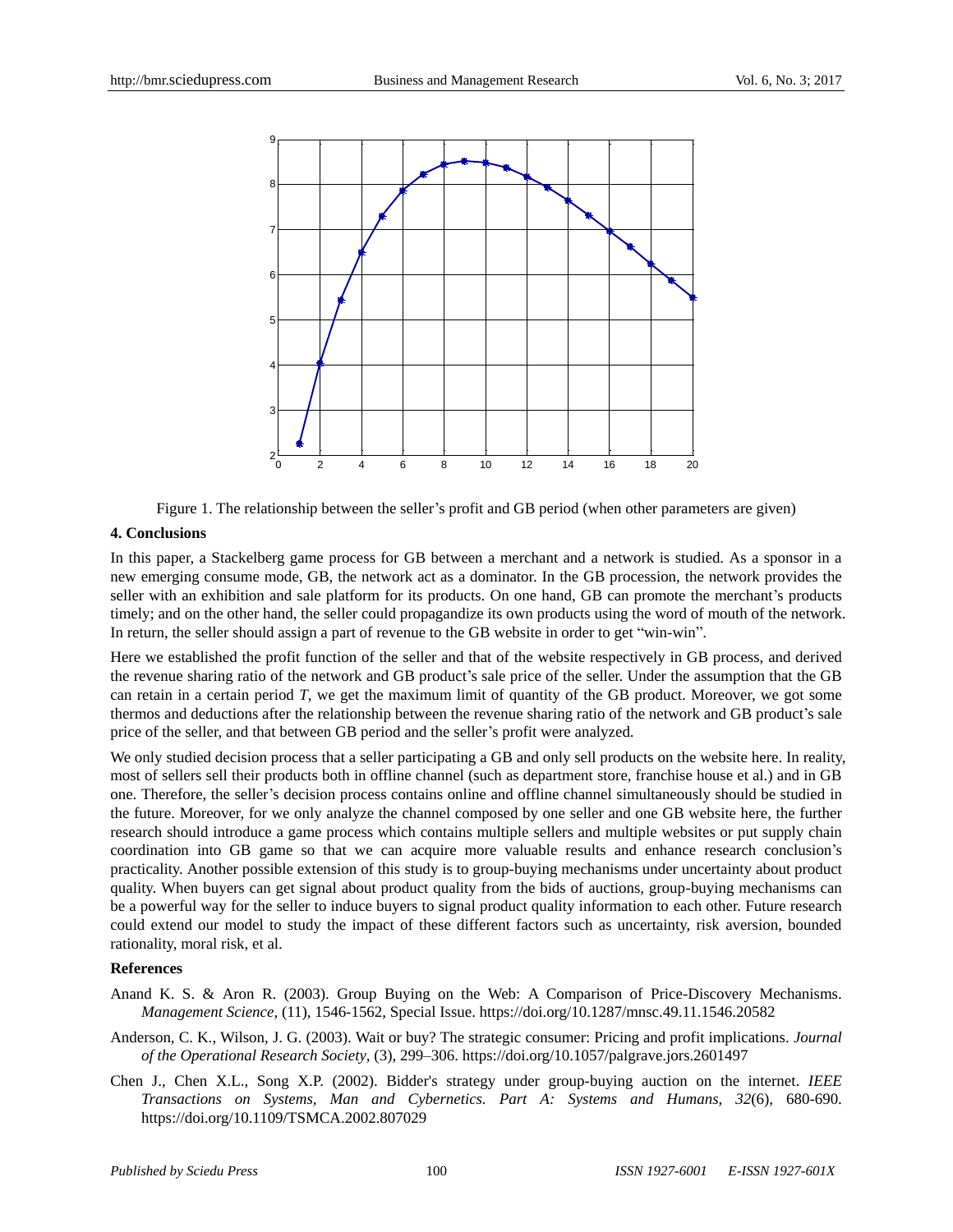9
8
7
6
5
4
3
2
0 2 4 6 8 10 12 14 16 18 20

Figure 1. The relationship between the seller's profit and GB period (when other parameters are given)

## 4. Conclusions

In this paper, a Stackelberg game process for GB between a merchant and a network is studied. As a sponsor in a new emerging consume mode, GB, the network act as a dominator. In the GB procession, the network provides the seller with an exhibition and sale platform for its products. On one hand, GB can promote the merchant's products timely; and on the other hand, the seller could propagandize its own products using the word of mouth of the network. In return, the seller should assign a part of revenue to the GB website in order to get "win-win".

Here we established the profit function of the seller and that of the website respectively in GB process, and derived the revenue sharing ratio of the network and GB product's sale price of the seller. Under the assumption that the GB can retain in a certain period *T*, we get the maximum limit of quantity of the GB product. Moreover, we got some thermos and deductions after the relationship between the revenue sharing ratio of the network and GB product's sale price of the seller, and that between GB period and the seller's profit were analyzed.

We only studied decision process that a seller participating a GB and only sell products on the website here. In reality, most of sellers sell their products both in offline channel (such as department store, franchise house et al.) and in GB one. Therefore, the seller's decision process contains online and offline channel simultaneously should be studied in the future. Moreover, for we only analyze the channel composed by one seller and one GB website here, the further research should introduce a game process which contains multiple sellers and multiple websites or put supply chain coordination into GB game so that we can acquire more valuable results and enhance research conclusion's practicality. Another possible extension of this study is to group-buying mechanisms under uncertainty about product quality. When buyers can get signal about product quality from the bids of auctions, group-buying mechanisms can be a powerful way for the seller to induce buyers to signal product quality information to each other. Future research could extend our model to study the impact of these different factors such as uncertainty, risk aversion, bounded rationality, moral risk, et al.

## References

Anand K. S. & Aron R. (2003). Group Buying on the Web: A Comparison of Price-Discovery Mechanisms. *Management Science*, (11), 1546-1562, Special Issue. https://doi.org/10.1287/mnsc.49.11.1546.20582

Anderson, C. K., Wilson, J. G. (2003). Wait or buy? The strategic consumer: Pricing and profit implications. *Journal of the Operational Research Society*, (3), 299–306. https://doi.org/10.1057/palgrave.jors.2601497

Chen J., Chen X.L., Song X.P. (2002). Bidder's strategy under group-buying auction on the internet. *IEEE Transactions on Systems, Man and Cybernetics. Part A: Systems and Humans, 32*(6), 680-690. https://doi.org/10.1109/TSMCA.2002.807029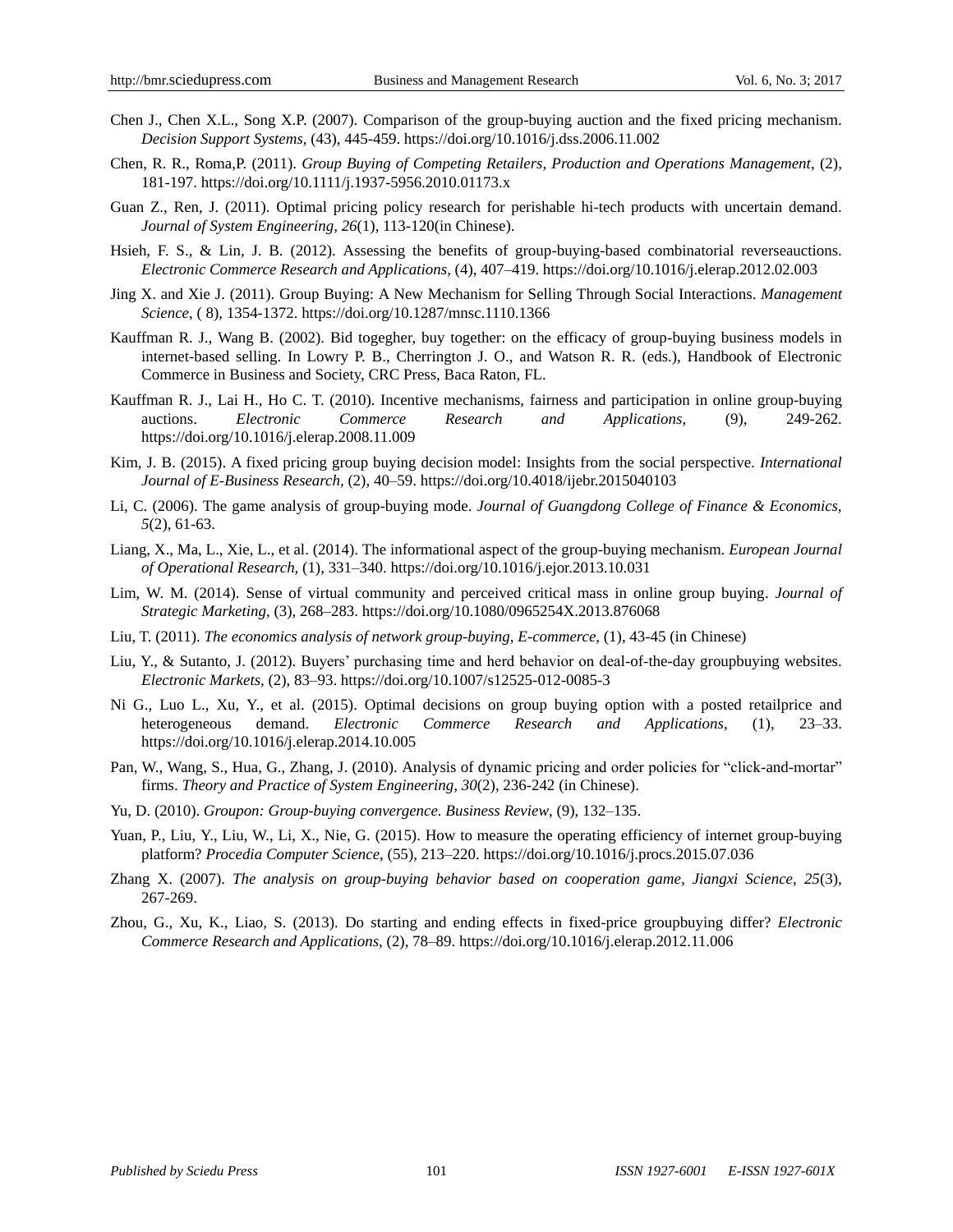Chen J., Chen X.L., Song X.P. (2007). Comparison of the group-buying auction and the fixed pricing mechanism. *Decision Support Systems*, (43), 445-459. https://doi.org/10.1016/j.dss.2006.11.002

Chen, R. R., Roma,P. (2011). *Group Buying of Competing Retailers, Production and Operations Management*, (2), 181-197. https://doi.org/10.1111/j.1937-5956.2010.01173.x

Guan Z., Ren, J. (2011). Optimal pricing policy research for perishable hi-tech products with uncertain demand. *Journal of System Engineering, 26*(1), 113-120(in Chinese).

Hsieh, F. S., & Lin, J. B. (2012). Assessing the benefits of group-buying-based combinatorial reverseauctions. *Electronic Commerce Research and Applications*, (4), 407–419. https://doi.org/10.1016/j.elerap.2012.02.003

Jing X. and Xie J. (2011). Group Buying: A New Mechanism for Selling Through Social Interactions. *Management Science*, ( 8), 1354-1372. https://doi.org/10.1287/mnsc.1110.1366

Kauffman R. J., Wang B. (2002). Bid togegher, buy together: on the efficacy of group-buying business models in internet-based selling. In Lowry P. B., Cherrington J. O., and Watson R. R. (eds.), Handbook of Electronic Commerce in Business and Society, CRC Press, Baca Raton, FL.

Kauffman R. J., Lai H., Ho C. T. (2010). Incentive mechanisms, fairness and participation in online group-buying auctions. *Electronic Commerce Research and Applications*, (9), 249-262. https://doi.org/10.1016/j.elerap.2008.11.009

Kim, J. B. (2015). A fixed pricing group buying decision model: Insights from the social perspective. *International Journal of E-Business Research*, (2), 40–59. https://doi.org/10.4018/ijebr.2015040103

Li, C. (2006). The game analysis of group-buying mode. *Journal of Guangdong College of Finance & Economics, 5*(2), 61-63.

Liang, X., Ma, L., Xie, L., et al. (2014). The informational aspect of the group-buying mechanism. *European Journal of Operational Research*, (1), 331–340. https://doi.org/10.1016/j.ejor.2013.10.031

Lim, W. M. (2014). Sense of virtual community and perceived critical mass in online group buying. *Journal of Strategic Marketing*, (3), 268–283. https://doi.org/10.1080/0965254X.2013.876068

Liu, T. (2011). *The economics analysis of network group-buying, E-commerce*, (1), 43-45 (in Chinese)

Liu, Y., & Sutanto, J. (2012). Buyers' purchasing time and herd behavior on deal-of-the-day groupbuying websites. *Electronic Markets*, (2), 83–93. https://doi.org/10.1007/s12525-012-0085-3

Ni G., Luo L., Xu, Y., et al. (2015). Optimal decisions on group buying option with a posted retailprice and heterogeneous demand. *Electronic Commerce Research and Applications*, (1), 23–33. https://doi.org/10.1016/j.elerap.2014.10.005

Pan, W., Wang, S., Hua, G., Zhang, J. (2010). Analysis of dynamic pricing and order policies for "click-and-mortar" firms. *Theory and Practice of System Engineering, 30*(2), 236-242 (in Chinese).

Yu, D. (2010). *Groupon: Group-buying convergence. Business Review*, (9), 132–135.

Yuan, P., Liu, Y., Liu, W., Li, X., Nie, G. (2015). How to measure the operating efficiency of internet group-buying platform? *Procedia Computer Science*, (55), 213–220. https://doi.org/10.1016/j.procs.2015.07.036

Zhang X. (2007). *The analysis on group-buying behavior based on cooperation game, Jiangxi Science, 25*(3), 267-269.

Zhou, G., Xu, K., Liao, S. (2013). Do starting and ending effects in fixed-price groupbuying differ? *Electronic Commerce Research and Applications*, (2), 78–89. https://doi.org/10.1016/j.elerap.2012.11.006